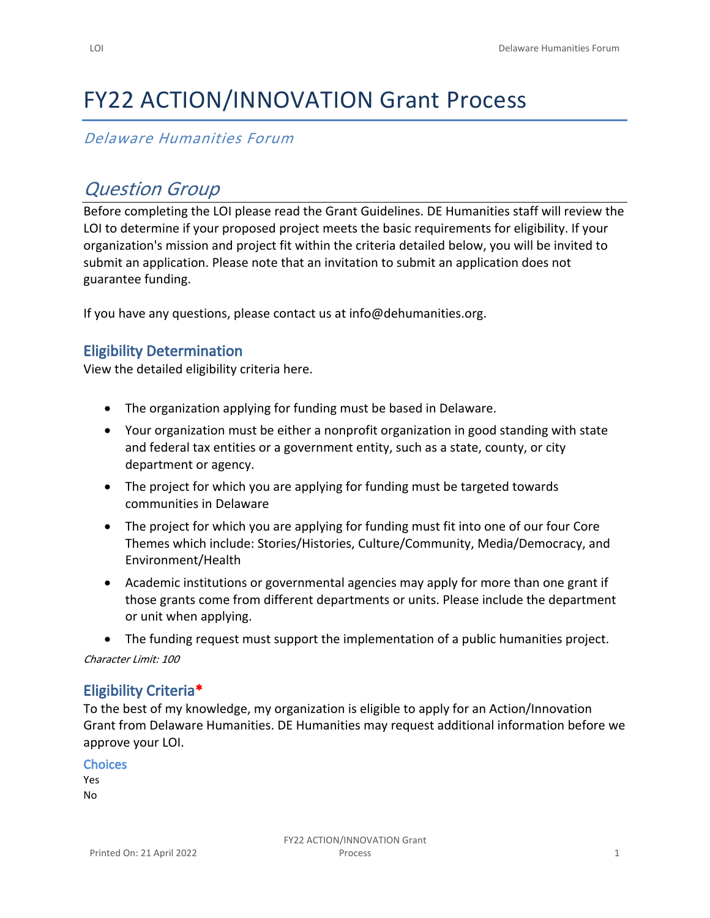# FY22 ACTION/INNOVATION Grant Process

*Delaware Humanities Forum*

## *Question Group*

Before completing the LOI please read the Grant Guidelines. DE Humanities staff will review the LOI to determine if your proposed project meets the basic requirements for eligibility. If your organization's mission and project fit within the criteria detailed below, you will be invited to submit an application. Please note that an invitation to submit an application does not guarantee funding.

If you have any questions, please contact us at info@dehumanities.org.

### Eligibility Determination

View the detailed eligibility criteria here.

- The organization applying for funding must be based in Delaware.
- Your organization must be either a nonprofit organization in good standing with state and federal tax entities or a government entity, such as a state, county, or city department or agency.
- The project for which you are applying for funding must be targeted towards communities in Delaware
- The project for which you are applying for funding must fit into one of our four Core Themes which include: Stories/Histories, Culture/Community, Media/Democracy, and Environment/Health
- Academic institutions or governmental agencies may apply for more than one grant if those grants come from different departments or units. Please include the department or unit when applying.
- The funding request must support the implementation of a public humanities project.

*Character Limit: 100*

### Eligibility Criteria*

To the best of my knowledge, my organization is eligible to apply for an Action/Innovation Grant from Delaware Humanities. DE Humanities may request additional information before we approve your LOI.

#### Choices

Yes
No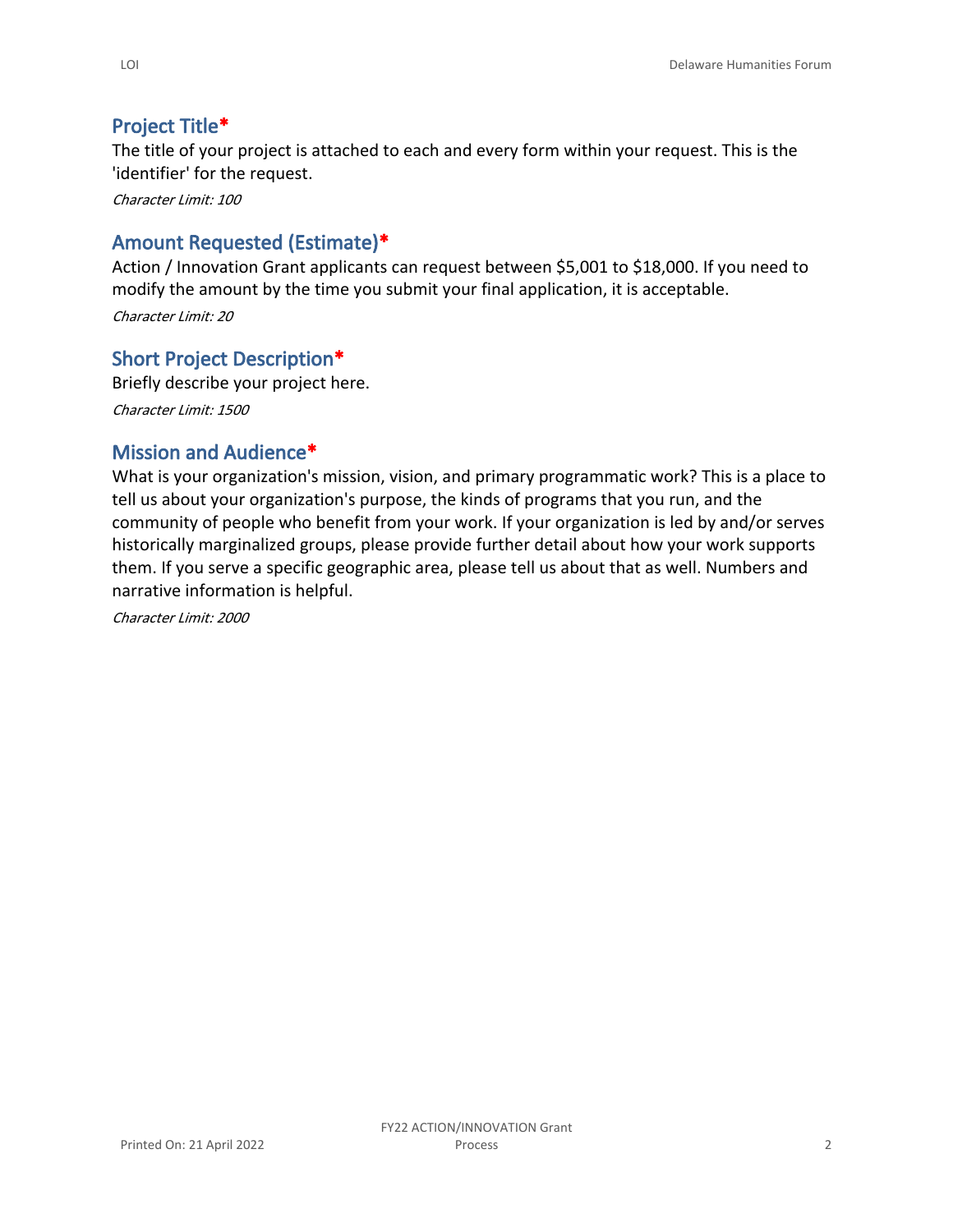## Project Title*

The title of your project is attached to each and every form within your request. This is the 'identifier' for the request.

*Character Limit: 100*

## Amount Requested (Estimate)*

Action / Innovation Grant applicants can request between $5,001 to $18,000. If you need to modify the amount by the time you submit your final application, it is acceptable.

*Character Limit: 20*

## Short Project Description*

Briefly describe your project here.

*Character Limit: 1500*

## Mission and Audience*

What is your organization's mission, vision, and primary programmatic work? This is a place to tell us about your organization's purpose, the kinds of programs that you run, and the community of people who benefit from your work. If your organization is led by and/or serves historically marginalized groups, please provide further detail about how your work supports them. If you serve a specific geographic area, please tell us about that as well. Numbers and narrative information is helpful.

*Character Limit: 2000*